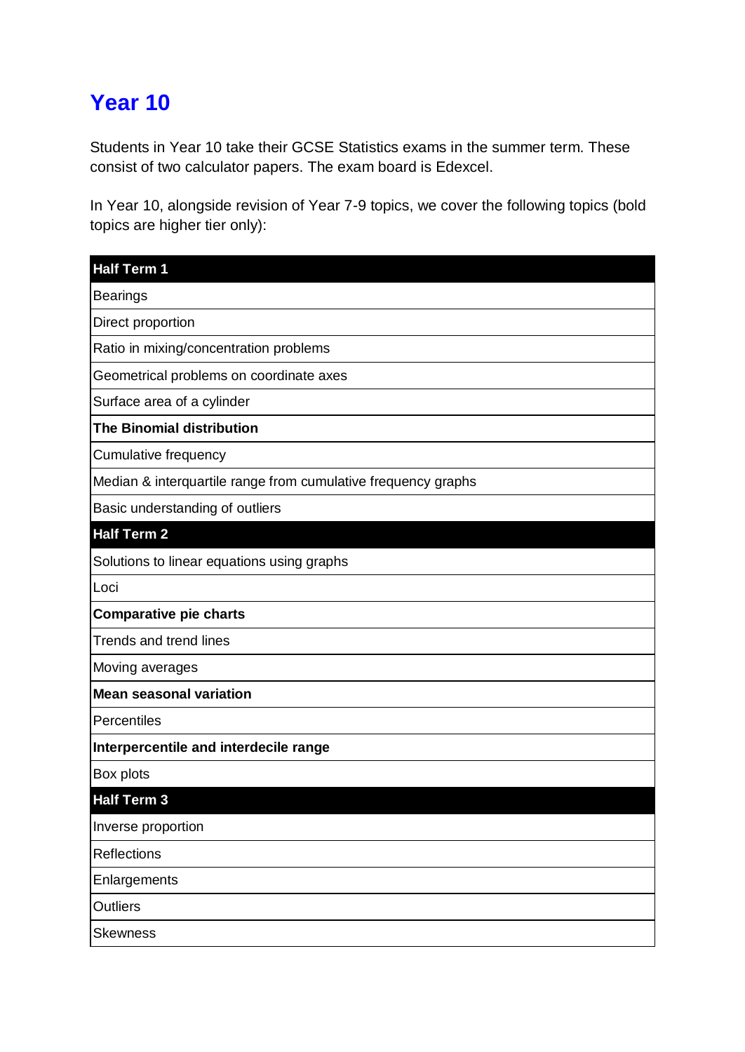# Year 10

Students in Year 10 take their GCSE Statistics exams in the summer term. These consist of two calculator papers. The exam board is Edexcel.

In Year 10, alongside revision of Year 7-9 topics, we cover the following topics (bold topics are higher tier only):

| **Half Term 1** |
| --- |
| Bearings |
| Direct proportion |
| Ratio in mixing/concentration problems |
| Geometrical problems on coordinate axes |
| Surface area of a cylinder |
| **The Binomial distribution** |
| Cumulative frequency |
| Median & interquartile range from cumulative frequency graphs |
| Basic understanding of outliers |
| **Half Term 2** |
| Solutions to linear equations using graphs |
| Loci |
| **Comparative pie charts** |
| Trends and trend lines |
| Moving averages |
| **Mean seasonal variation** |
| Percentiles |
| **Interpercentile and interdecile range** |
| Box plots |
| **Half Term 3** |
| Inverse proportion |
| Reflections |
| Enlargements |
| Outliers |
| Skewness |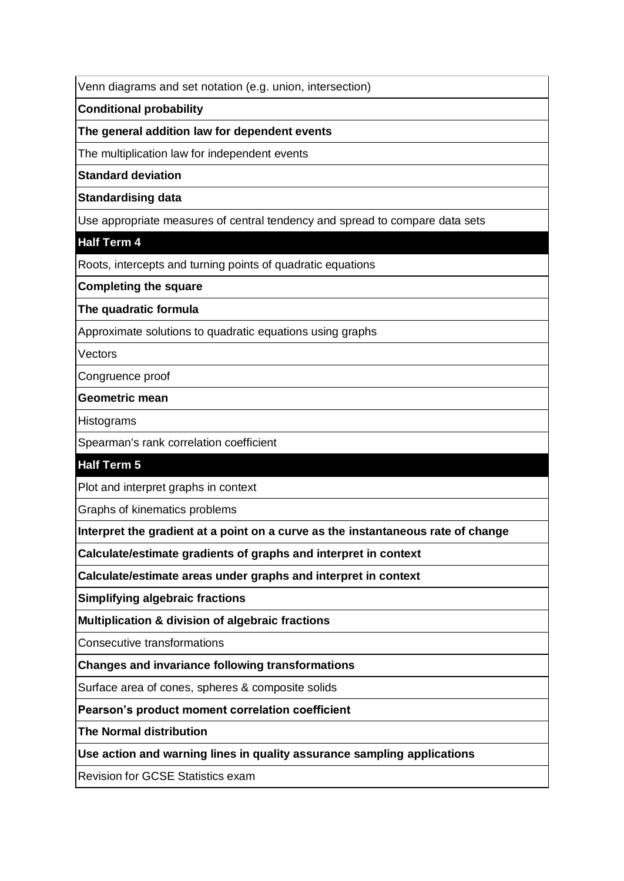| Venn diagrams and set notation (e.g. union, intersection) |
| --- |
| **Conditional probability** |
| **The general addition law for dependent events** |
| The multiplication law for independent events |
| **Standard deviation** |
| **Standardising data** |
| Use appropriate measures of central tendency and spread to compare data sets |
| **Half Term 4** |
| Roots, intercepts and turning points of quadratic equations |
| **Completing the square** |
| **The quadratic formula** |
| Approximate solutions to quadratic equations using graphs |
| Vectors |
| Congruence proof |
| **Geometric mean** |
| Histograms |
| Spearman's rank correlation coefficient |
| **Half Term 5** |
| Plot and interpret graphs in context |
| Graphs of kinematics problems |
| **Interpret the gradient at a point on a curve as the instantaneous rate of change** |
| **Calculate/estimate gradients of graphs and interpret in context** |
| **Calculate/estimate areas under graphs and interpret in context** |
| **Simplifying algebraic fractions** |
| **Multiplication & division of algebraic fractions** |
| Consecutive transformations |
| **Changes and invariance following transformations** |
| Surface area of cones, spheres & composite solids |
| **Pearson's product moment correlation coefficient** |
| **The Normal distribution** |
| **Use action and warning lines in quality assurance sampling applications** |
| Revision for GCSE Statistics exam |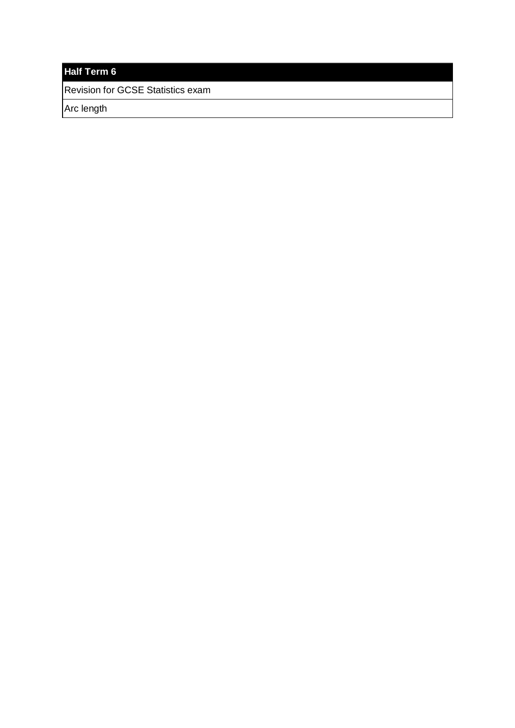| Half Term 6 |
| --- |
| Revision for GCSE Statistics exam |
| Arc length |